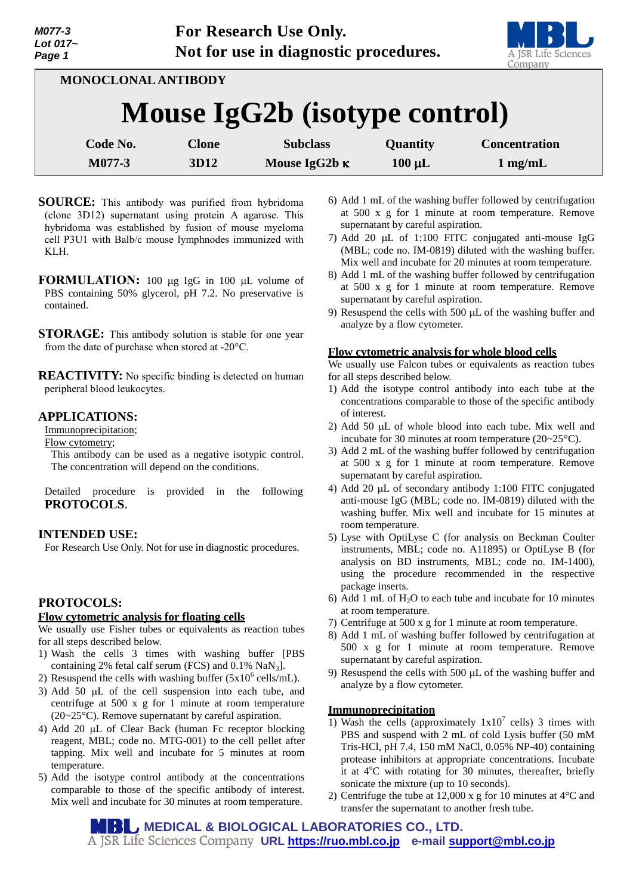For Research Use Only.
Not for use in diagnostic procedures.

MONOCLONAL ANTIBODY

# Mouse IgG2b (isotype control)

| Code No. | Clone | Subclass | Quantity | Concentration |
|---|---|---|---|---|
| M077-3 | 3D12 | Mouse IgG2b κ | 100 µL | 1 mg/mL |

**SOURCE:** This antibody was purified from hybridoma (clone 3D12) supernatant using protein A agarose. This hybridoma was established by fusion of mouse myeloma cell P3U1 with Balb/c mouse lymphnodes immunized with KLH.

**FORMULATION:** 100 µg IgG in 100 µL volume of PBS containing 50% glycerol, pH 7.2. No preservative is contained.

**STORAGE:** This antibody solution is stable for one year from the date of purchase when stored at -20°C.

**REACTIVITY:** No specific binding is detected on human peripheral blood leukocytes.

## APPLICATIONS:

Immunoprecipitation;
Flow cytometry;
This antibody can be used as a negative isotypic control. The concentration will depend on the conditions.

Detailed procedure is provided in the following **PROTOCOLS**.

## INTENDED USE:

For Research Use Only. Not for use in diagnostic procedures.

## PROTOCOLS:

### Flow cytometric analysis for floating cells

We usually use Fisher tubes or equivalents as reaction tubes for all steps described below.

1) Wash the cells 3 times with washing buffer [PBS containing 2% fetal calf serum (FCS) and 0.1% $NaN_3$].
2) Resuspend the cells with washing buffer ($5x10^6$ cells/mL).
3) Add 50 µL of the cell suspension into each tube, and centrifuge at 500 x g for 1 minute at room temperature (20~25°C). Remove supernatant by careful aspiration.
4) Add 20 µL of Clear Back (human Fc receptor blocking reagent, MBL; code no. MTG-001) to the cell pellet after tapping. Mix well and incubate for 5 minutes at room temperature.
5) Add the isotype control antibody at the concentrations comparable to those of the specific antibody of interest. Mix well and incubate for 30 minutes at room temperature.
6) Add 1 mL of the washing buffer followed by centrifugation at 500 x g for 1 minute at room temperature. Remove supernatant by careful aspiration.
7) Add 20 µL of 1:100 FITC conjugated anti-mouse IgG (MBL; code no. IM-0819) diluted with the washing buffer. Mix well and incubate for 20 minutes at room temperature.
8) Add 1 mL of the washing buffer followed by centrifugation at 500 x g for 1 minute at room temperature. Remove supernatant by careful aspiration.
9) Resuspend the cells with 500 µL of the washing buffer and analyze by a flow cytometer.

### Flow cytometric analysis for whole blood cells

We usually use Falcon tubes or equivalents as reaction tubes for all steps described below.

1) Add the isotype control antibody into each tube at the concentrations comparable to those of the specific antibody of interest.
2) Add 50 µL of whole blood into each tube. Mix well and incubate for 30 minutes at room temperature (20~25°C).
3) Add 2 mL of the washing buffer followed by centrifugation at 500 x g for 1 minute at room temperature. Remove supernatant by careful aspiration.
4) Add 20 µL of secondary antibody 1:100 FITC conjugated anti-mouse IgG (MBL; code no. IM-0819) diluted with the washing buffer. Mix well and incubate for 15 minutes at room temperature.
5) Lyse with OptiLyse C (for analysis on Beckman Coulter instruments, MBL; code no. A11895) or OptiLyse B (for analysis on BD instruments, MBL; code no. IM-1400), using the procedure recommended in the respective package inserts.
6) Add 1 mL of $H_2O$ to each tube and incubate for 10 minutes at room temperature.
7) Centrifuge at 500 x g for 1 minute at room temperature.
8) Add 1 mL of washing buffer followed by centrifugation at 500 x g for 1 minute at room temperature. Remove supernatant by careful aspiration.
9) Resuspend the cells with 500 µL of the washing buffer and analyze by a flow cytometer.

### Immunoprecipitation

1) Wash the cells (approximately $1x10^7$ cells) 3 times with PBS and suspend with 2 mL of cold Lysis buffer (50 mM Tris-HCl, pH 7.4, 150 mM NaCl, 0.05% NP-40) containing protease inhibitors at appropriate concentrations. Incubate it at 4°C with rotating for 30 minutes, thereafter, briefly sonicate the mixture (up to 10 seconds).
2) Centrifuge the tube at 12,000 x g for 10 minutes at 4°C and transfer the supernatant to another fresh tube.

MEDICAL & BIOLOGICAL LABORATORIES CO., LTD.
A JSR Life Sciences Company URL https://ruo.mbl.co.jp e-mail support@mbl.co.jp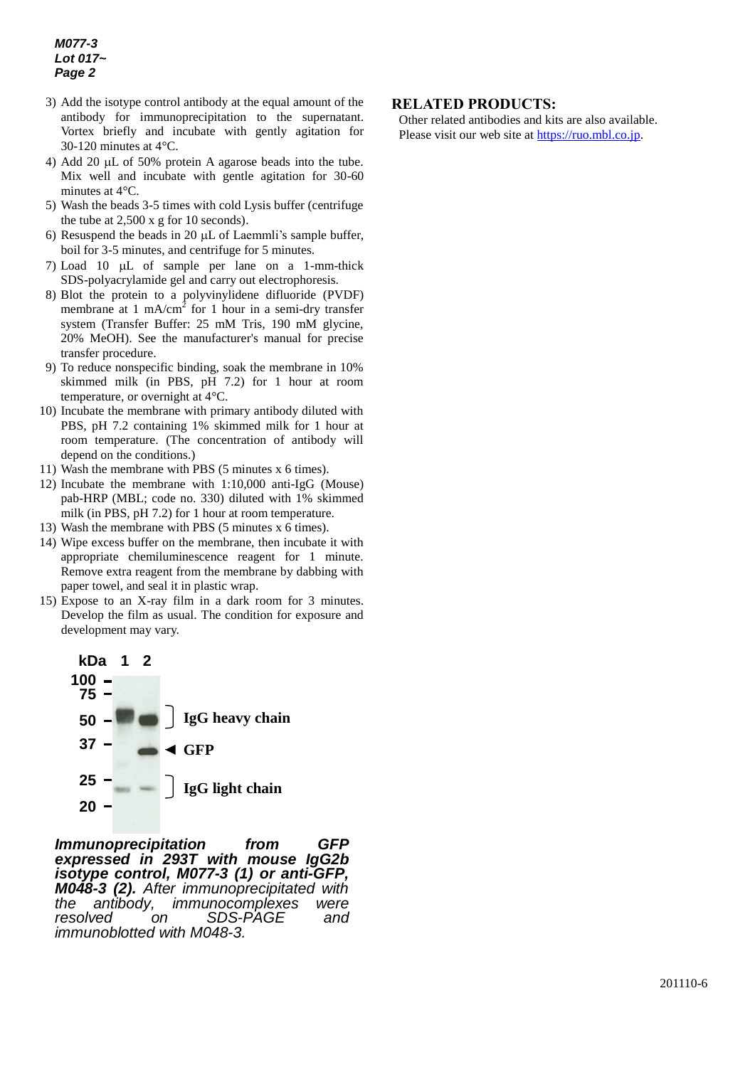3) Add the isotype control antibody at the equal amount of the antibody for immunoprecipitation to the supernatant. Vortex briefly and incubate with gently agitation for 30-120 minutes at 4°C.
4) Add 20 μL of 50% protein A agarose beads into the tube. Mix well and incubate with gentle agitation for 30-60 minutes at 4°C.
5) Wash the beads 3-5 times with cold Lysis buffer (centrifuge the tube at 2,500 x g for 10 seconds).
6) Resuspend the beads in 20 μL of Laemmli's sample buffer, boil for 3-5 minutes, and centrifuge for 5 minutes.
7) Load 10 μL of sample per lane on a 1-mm-thick SDS-polyacrylamide gel and carry out electrophoresis.
8) Blot the protein to a polyvinylidene difluoride (PVDF) membrane at 1 mA/cm$^2$ for 1 hour in a semi-dry transfer system (Transfer Buffer: 25 mM Tris, 190 mM glycine, 20% MeOH). See the manufacturer's manual for precise transfer procedure.
9) To reduce nonspecific binding, soak the membrane in 10% skimmed milk (in PBS, pH 7.2) for 1 hour at room temperature, or overnight at 4°C.
10) Incubate the membrane with primary antibody diluted with PBS, pH 7.2 containing 1% skimmed milk for 1 hour at room temperature. (The concentration of antibody will depend on the conditions.)
11) Wash the membrane with PBS (5 minutes x 6 times).
12) Incubate the membrane with 1:10,000 anti-IgG (Mouse) pab-HRP (MBL; code no. 330) diluted with 1% skimmed milk (in PBS, pH 7.2) for 1 hour at room temperature.
13) Wash the membrane with PBS (5 minutes x 6 times).
14) Wipe excess buffer on the membrane, then incubate it with appropriate chemiluminescence reagent for 1 minute. Remove extra reagent from the membrane by dabbing with paper towel, and seal it in plastic wrap.
15) Expose to an X-ray film in a dark room for 3 minutes. Develop the film as usual. The condition for exposure and development may vary.

kDa 1 2
100
75
50
37
25
20
IgG heavy chain
GFP
IgG light chain

***Immunoprecipitation from GFP expressed in 293T with mouse IgG2b isotype control, M077-3 (1) or anti-GFP, M048-3 (2).*** *After immunoprecipitated with the antibody, immunocomplexes were resolved on SDS-PAGE and immunoblotted with M048-3.*

## RELATED PRODUCTS:

Other related antibodies and kits are also available. Please visit our web site at https://ruo.mbl.co.jp.